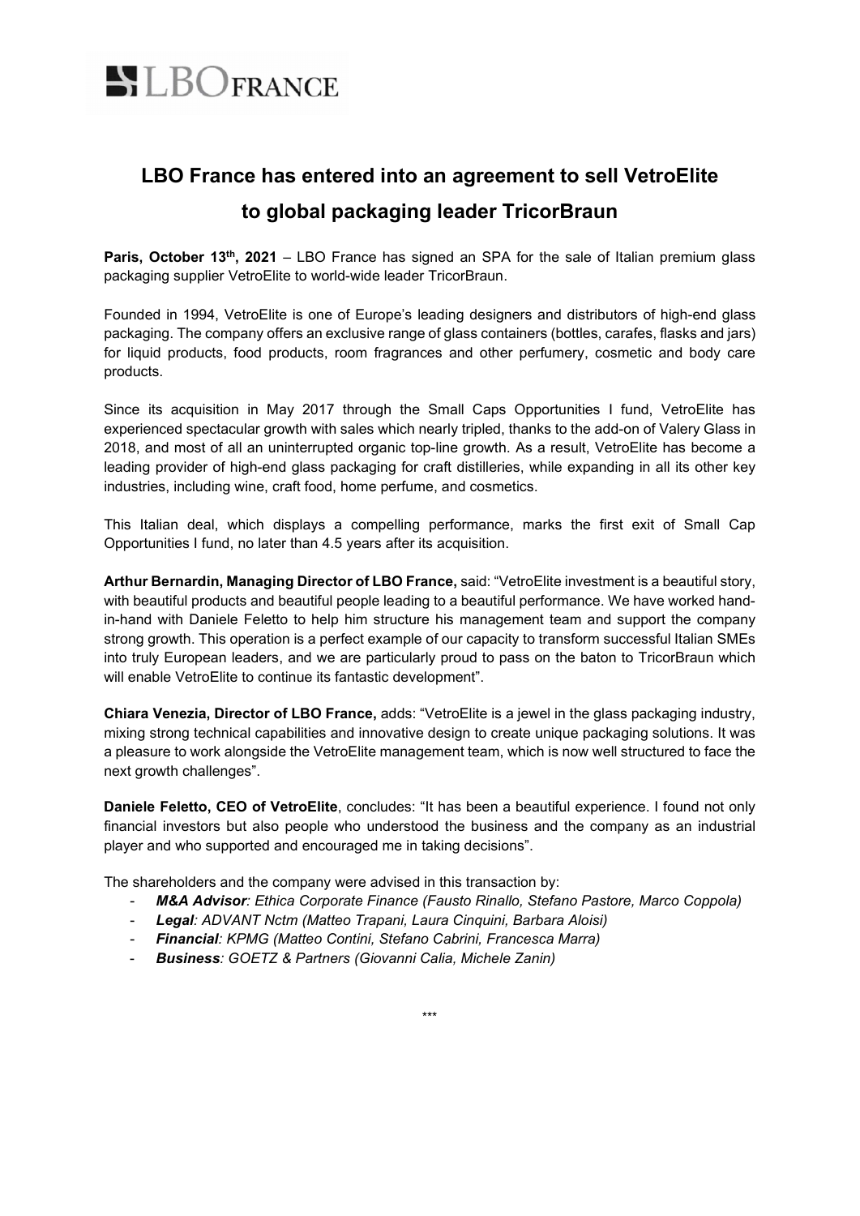# LBO France has entered into an agreement to sell VetroElite to global packaging leader TricorBraun

**Paris, October 13th, 2021** – LBO France has signed an SPA for the sale of Italian premium glass packaging supplier VetroElite to world-wide leader TricorBraun.

Founded in 1994, VetroElite is one of Europe's leading designers and distributors of high-end glass packaging. The company offers an exclusive range of glass containers (bottles, carafes, flasks and jars) for liquid products, food products, room fragrances and other perfumery, cosmetic and body care products.

Since its acquisition in May 2017 through the Small Caps Opportunities I fund, VetroElite has experienced spectacular growth with sales which nearly tripled, thanks to the add-on of Valery Glass in 2018, and most of all an uninterrupted organic top-line growth. As a result, VetroElite has become a leading provider of high-end glass packaging for craft distilleries, while expanding in all its other key industries, including wine, craft food, home perfume, and cosmetics.

This Italian deal, which displays a compelling performance, marks the first exit of Small Cap Opportunities I fund, no later than 4.5 years after its acquisition.

**Arthur Bernardin, Managing Director of LBO France,** said: "VetroElite investment is a beautiful story, with beautiful products and beautiful people leading to a beautiful performance. We have worked hand-in-hand with Daniele Feletto to help him structure his management team and support the company strong growth. This operation is a perfect example of our capacity to transform successful Italian SMEs into truly European leaders, and we are particularly proud to pass on the baton to TricorBraun which will enable VetroElite to continue its fantastic development".

**Chiara Venezia, Director of LBO France,** adds: "VetroElite is a jewel in the glass packaging industry, mixing strong technical capabilities and innovative design to create unique packaging solutions. It was a pleasure to work alongside the VetroElite management team, which is now well structured to face the next growth challenges".

**Daniele Feletto, CEO of VetroElite**, concludes: "It has been a beautiful experience. I found not only financial investors but also people who understood the business and the company as an industrial player and who supported and encouraged me in taking decisions".

The shareholders and the company were advised in this transaction by:

- ***M&A Advisor**: Ethica Corporate Finance (Fausto Rinallo, Stefano Pastore, Marco Coppola)*
- ***Legal**: ADVANT Nctm (Matteo Trapani, Laura Cinquini, Barbara Aloisi)*
- ***Financial**: KPMG (Matteo Contini, Stefano Cabrini, Francesca Marra)*
- ***Business**: GOETZ & Partners (Giovanni Calia, Michele Zanin)*

\*\*\*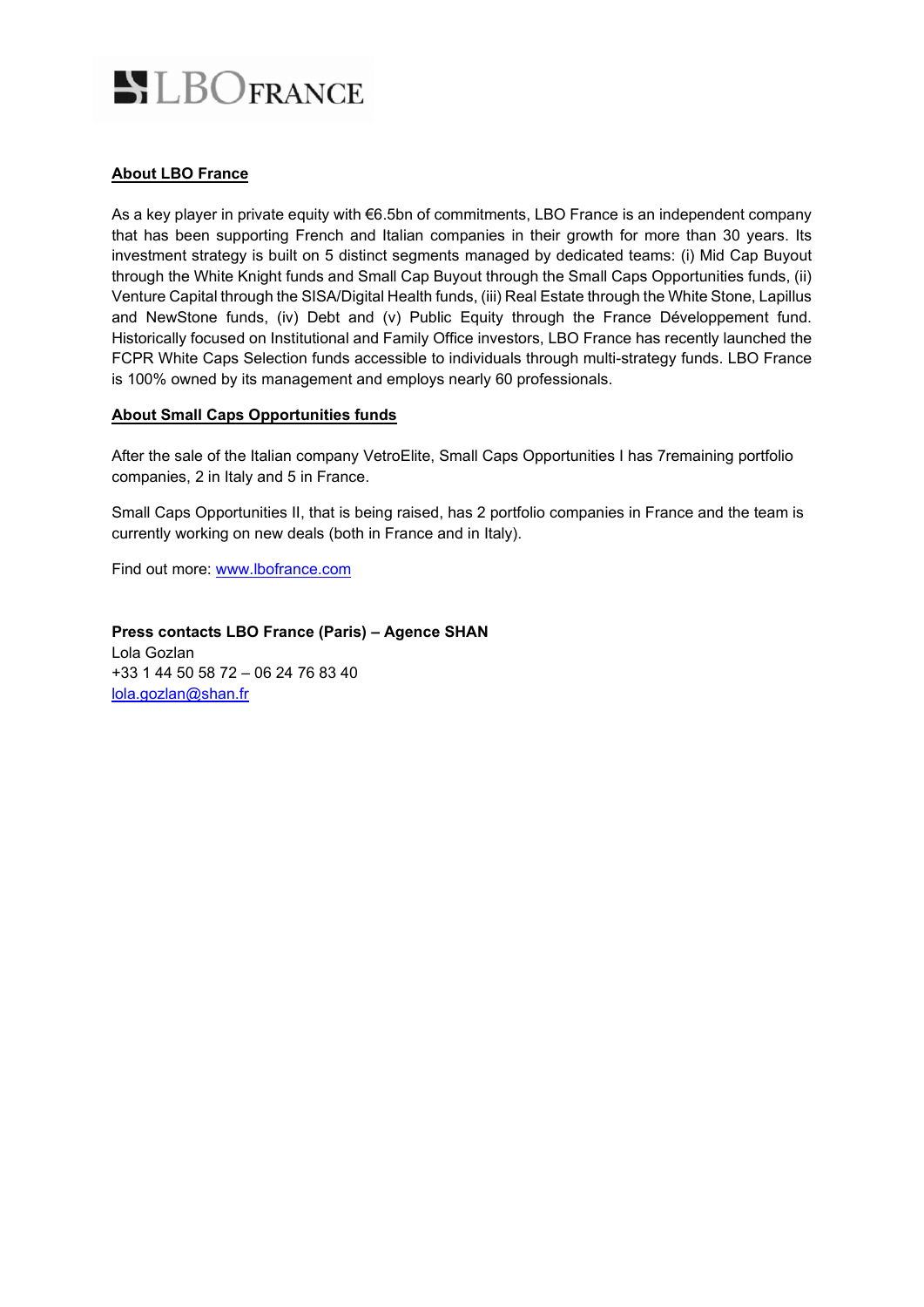## About LBO France

As a key player in private equity with €6.5bn of commitments, LBO France is an independent company that has been supporting French and Italian companies in their growth for more than 30 years. Its investment strategy is built on 5 distinct segments managed by dedicated teams: (i) Mid Cap Buyout through the White Knight funds and Small Cap Buyout through the Small Caps Opportunities funds, (ii) Venture Capital through the SISA/Digital Health funds, (iii) Real Estate through the White Stone, Lapillus and NewStone funds, (iv) Debt and (v) Public Equity through the France Développement fund. Historically focused on Institutional and Family Office investors, LBO France has recently launched the FCPR White Caps Selection funds accessible to individuals through multi-strategy funds. LBO France is 100% owned by its management and employs nearly 60 professionals.

## About Small Caps Opportunities funds

After the sale of the Italian company VetroElite, Small Caps Opportunities I has 7remaining portfolio companies, 2 in Italy and 5 in France.

Small Caps Opportunities II, that is being raised, has 2 portfolio companies in France and the team is currently working on new deals (both in France and in Italy).

Find out more: [www.lbofrance.com](http://www.lbofrance.com)

**Press contacts LBO France (Paris) – Agence SHAN**
Lola Gozlan
+33 1 44 50 58 72 – 06 24 76 83 40
[lola.gozlan@shan.fr](mailto:lola.gozlan@shan.fr)